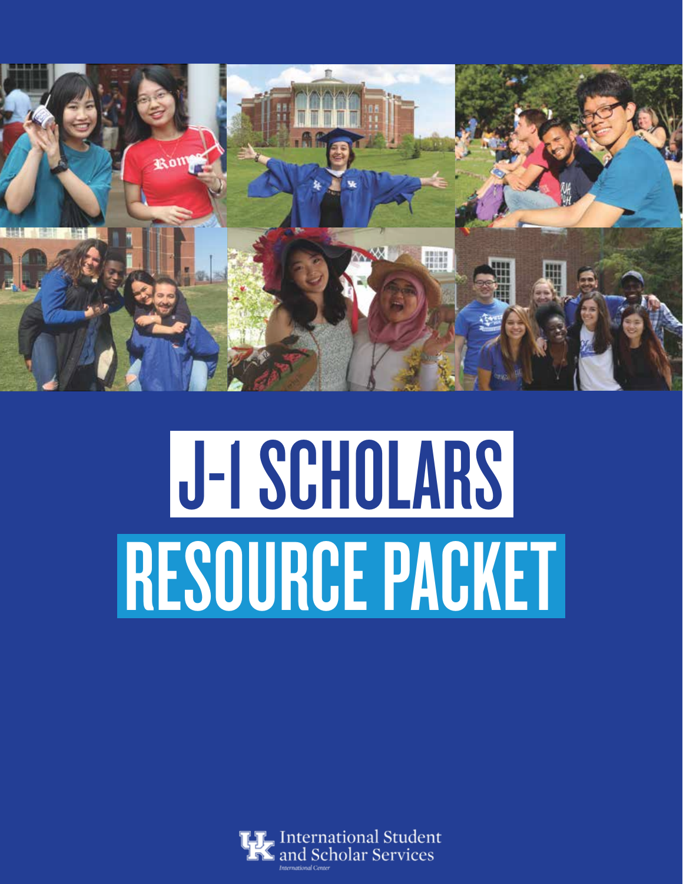# J-1 SCHOLARS RESOURCE PACKET

International Student and Scholar Services

International Center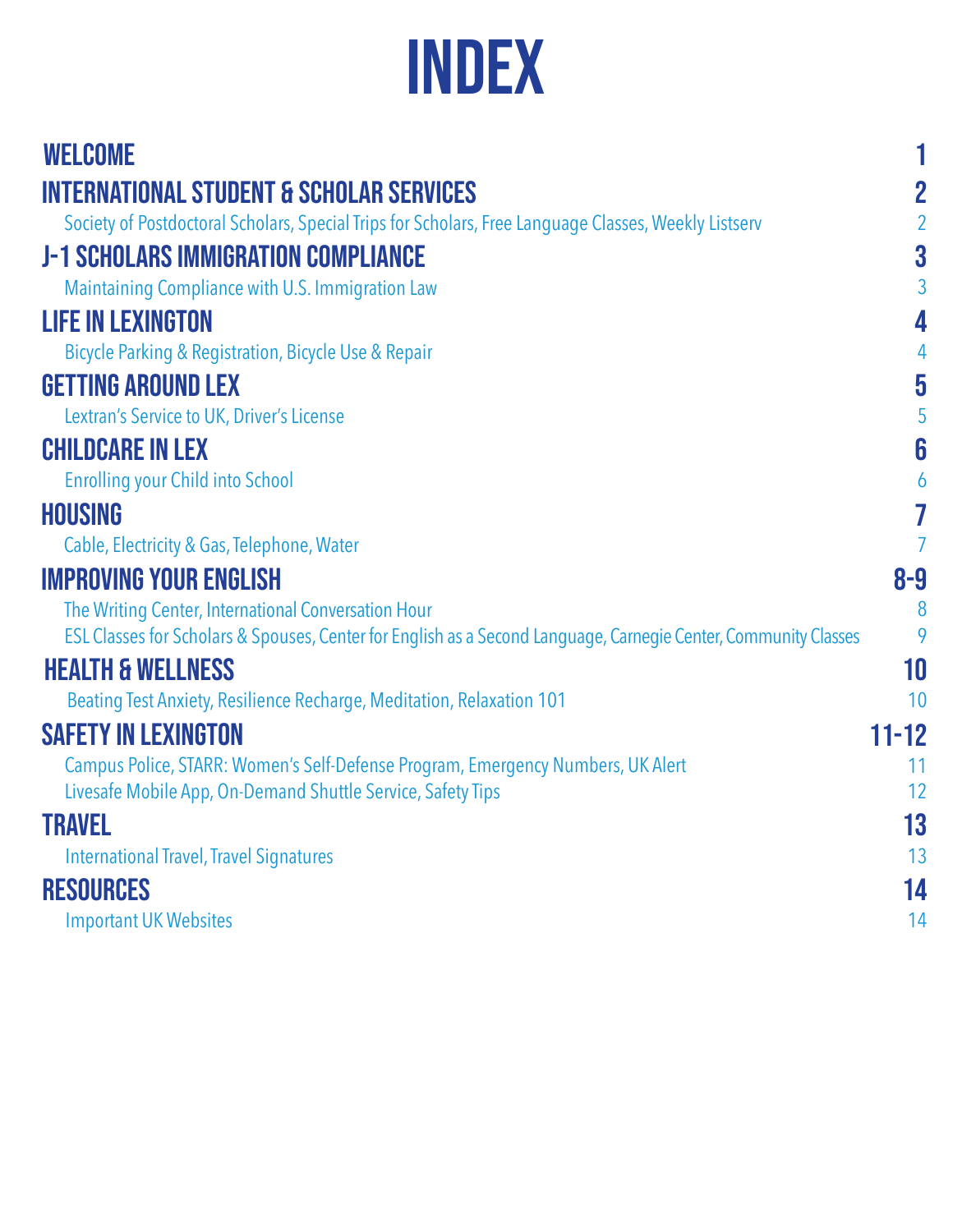# INDEX

| Section | Page |
| --- | --- |
| **WELCOME** | **1** |
| **INTERNATIONAL STUDENT & SCHOLAR SERVICES** | **2** |
| Society of Postdoctoral Scholars, Special Trips for Scholars, Free Language Classes, Weekly Listserv | 2 |
| **J-1 SCHOLARS IMMIGRATION COMPLIANCE** | **3** |
| Maintaining Compliance with U.S. Immigration Law | 3 |
| **LIFE IN LEXINGTON** | **4** |
| Bicycle Parking & Registration, Bicycle Use & Repair | 4 |
| **GETTING AROUND LEX** | **5** |
| Lextran's Service to UK, Driver's License | 5 |
| **CHILDCARE IN LEX** | **6** |
| Enrolling your Child into School | 6 |
| **HOUSING** | **7** |
| Cable, Electricity & Gas, Telephone, Water | 7 |
| **IMPROVING YOUR ENGLISH** | **8-9** |
| The Writing Center, International Conversation Hour | 8 |
| ESL Classes for Scholars & Spouses, Center for English as a Second Language, Carnegie Center, Community Classes | 9 |
| **HEALTH & WELLNESS** | **10** |
| Beating Test Anxiety, Resilience Recharge, Meditation, Relaxation 101 | 10 |
| **SAFETY IN LEXINGTON** | **11-12** |
| Campus Police, STARR: Women's Self-Defense Program, Emergency Numbers, UK Alert | 11 |
| Livesafe Mobile App, On-Demand Shuttle Service, Safety Tips | 12 |
| **TRAVEL** | **13** |
| International Travel, Travel Signatures | 13 |
| **RESOURCES** | **14** |
| Important UK Websites | 14 |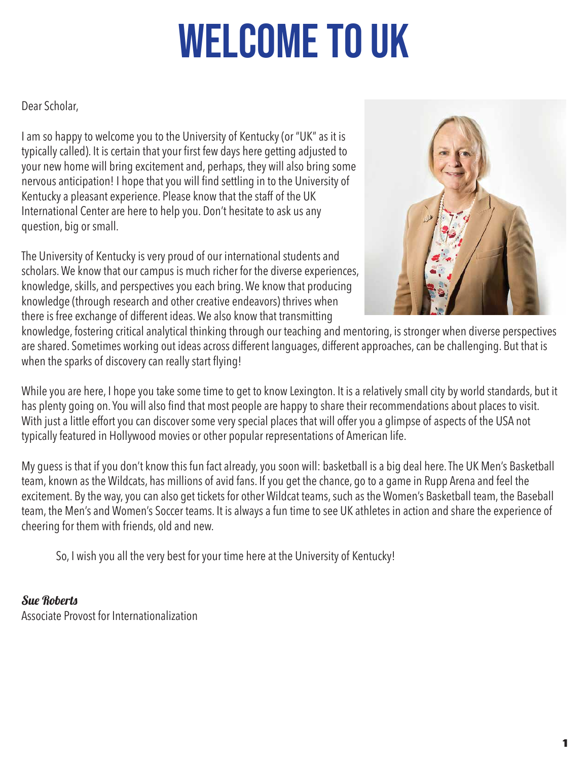# WELCOME TO UK

Dear Scholar,

I am so happy to welcome you to the University of Kentucky (or "UK" as it is typically called). It is certain that your first few days here getting adjusted to your new home will bring excitement and, perhaps, they will also bring some nervous anticipation! I hope that you will find settling in to the University of Kentucky a pleasant experience. Please know that the staff of the UK International Center are here to help you. Don't hesitate to ask us any question, big or small.

The University of Kentucky is very proud of our international students and scholars. We know that our campus is much richer for the diverse experiences, knowledge, skills, and perspectives you each bring. We know that producing knowledge (through research and other creative endeavors) thrives when there is free exchange of different ideas. We also know that transmitting knowledge, fostering critical analytical thinking through our teaching and mentoring, is stronger when diverse perspectives are shared. Sometimes working out ideas across different languages, different approaches, can be challenging. But that is when the sparks of discovery can really start flying!

While you are here, I hope you take some time to get to know Lexington. It is a relatively small city by world standards, but it has plenty going on. You will also find that most people are happy to share their recommendations about places to visit. With just a little effort you can discover some very special places that will offer you a glimpse of aspects of the USA not typically featured in Hollywood movies or other popular representations of American life.

My guess is that if you don't know this fun fact already, you soon will: basketball is a big deal here. The UK Men's Basketball team, known as the Wildcats, has millions of avid fans. If you get the chance, go to a game in Rupp Arena and feel the excitement. By the way, you can also get tickets for other Wildcat teams, such as the Women's Basketball team, the Baseball team, the Men's and Women's Soccer teams. It is always a fun time to see UK athletes in action and share the experience of cheering for them with friends, old and new.

So, I wish you all the very best for your time here at the University of Kentucky!

***Sue Roberts***
Associate Provost for Internationalization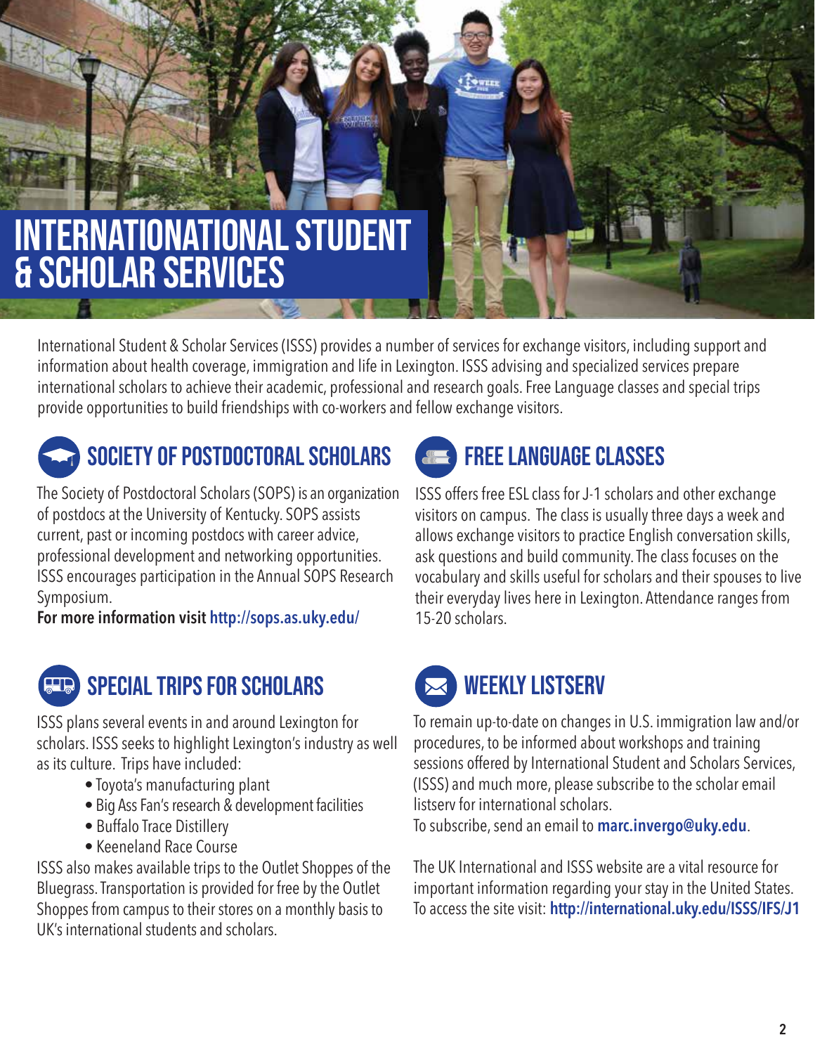# INTERNATIONATIONAL STUDENT & SCHOLAR SERVICES

International Student & Scholar Services (ISSS) provides a number of services for exchange visitors, including support and information about health coverage, immigration and life in Lexington. ISSS advising and specialized services prepare international scholars to achieve their academic, professional and research goals. Free Language classes and special trips provide opportunities to build friendships with co-workers and fellow exchange visitors.

## SOCIETY OF POSTDOCTORAL SCHOLARS

The Society of Postdoctoral Scholars (SOPS) is an organization of postdocs at the University of Kentucky. SOPS assists current, past or incoming postdocs with career advice, professional development and networking opportunities. ISSS encourages participation in the Annual SOPS Research Symposium.

**For more information visit http://sops.as.uky.edu/**

## FREE LANGUAGE CLASSES

ISSS offers free ESL class for J-1 scholars and other exchange visitors on campus. The class is usually three days a week and allows exchange visitors to practice English conversation skills, ask questions and build community. The class focuses on the vocabulary and skills useful for scholars and their spouses to live their everyday lives here in Lexington. Attendance ranges from 15-20 scholars.

## SPECIAL TRIPS FOR SCHOLARS

ISSS plans several events in and around Lexington for scholars. ISSS seeks to highlight Lexington's industry as well as its culture. Trips have included:

- Toyota's manufacturing plant
- Big Ass Fan's research & development facilities
- Buffalo Trace Distillery
- Keeneland Race Course

ISSS also makes available trips to the Outlet Shoppes of the Bluegrass. Transportation is provided for free by the Outlet Shoppes from campus to their stores on a monthly basis to UK's international students and scholars.

## WEEKLY LISTSERV

To remain up-to-date on changes in U.S. immigration law and/or procedures, to be informed about workshops and training sessions offered by International Student and Scholars Services, (ISSS) and much more, please subscribe to the scholar email listserv for international scholars.

To subscribe, send an email to **marc.invergo@uky.edu**.

The UK International and ISSS website are a vital resource for important information regarding your stay in the United States. To access the site visit: **http://international.uky.edu/ISSS/IFS/J1**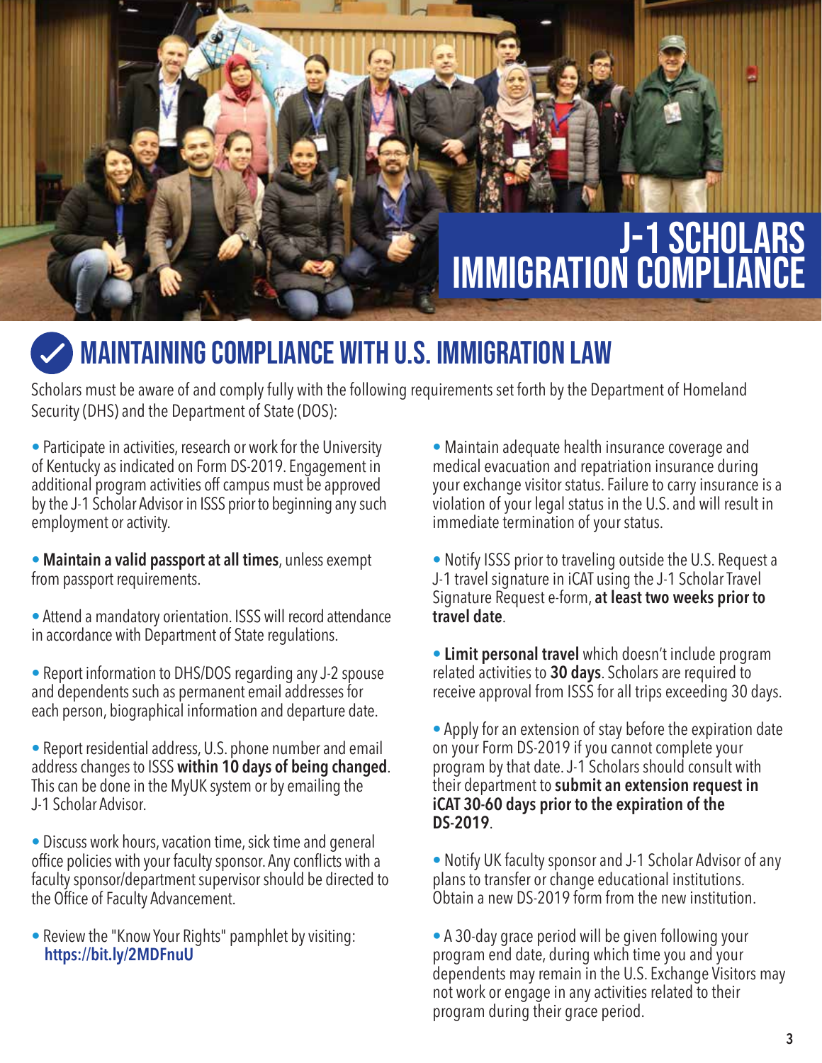# J-1 SCHOLARS IMMIGRATION COMPLIANCE

## MAINTAINING COMPLIANCE WITH U.S. IMMIGRATION LAW

Scholars must be aware of and comply fully with the following requirements set forth by the Department of Homeland Security (DHS) and the Department of State (DOS):

- Participate in activities, research or work for the University of Kentucky as indicated on Form DS-2019. Engagement in additional program activities off campus must be approved by the J-1 Scholar Advisor in ISSS prior to beginning any such employment or activity.

- **Maintain a valid passport at all times**, unless exempt from passport requirements.

- Attend a mandatory orientation. ISSS will record attendance in accordance with Department of State regulations.

- Report information to DHS/DOS regarding any J-2 spouse and dependents such as permanent email addresses for each person, biographical information and departure date.

- Report residential address, U.S. phone number and email address changes to ISSS **within 10 days of being changed**. This can be done in the MyUK system or by emailing the J-1 Scholar Advisor.

- Discuss work hours, vacation time, sick time and general office policies with your faculty sponsor. Any conflicts with a faculty sponsor/department supervisor should be directed to the Office of Faculty Advancement.

- Review the "Know Your Rights" pamphlet by visiting: **https://bit.ly/2MDFnuU**

- Maintain adequate health insurance coverage and medical evacuation and repatriation insurance during your exchange visitor status. Failure to carry insurance is a violation of your legal status in the U.S. and will result in immediate termination of your status.

- Notify ISSS prior to traveling outside the U.S. Request a J-1 travel signature in iCAT using the J-1 Scholar Travel Signature Request e-form, **at least two weeks prior to travel date**.

- **Limit personal travel** which doesn't include program related activities to **30 days**. Scholars are required to receive approval from ISSS for all trips exceeding 30 days.

- Apply for an extension of stay before the expiration date on your Form DS-2019 if you cannot complete your program by that date. J-1 Scholars should consult with their department to **submit an extension request in iCAT 30-60 days prior to the expiration of the DS-2019**.

- Notify UK faculty sponsor and J-1 Scholar Advisor of any plans to transfer or change educational institutions. Obtain a new DS-2019 form from the new institution.

- A 30-day grace period will be given following your program end date, during which time you and your dependents may remain in the U.S. Exchange Visitors may not work or engage in any activities related to their program during their grace period.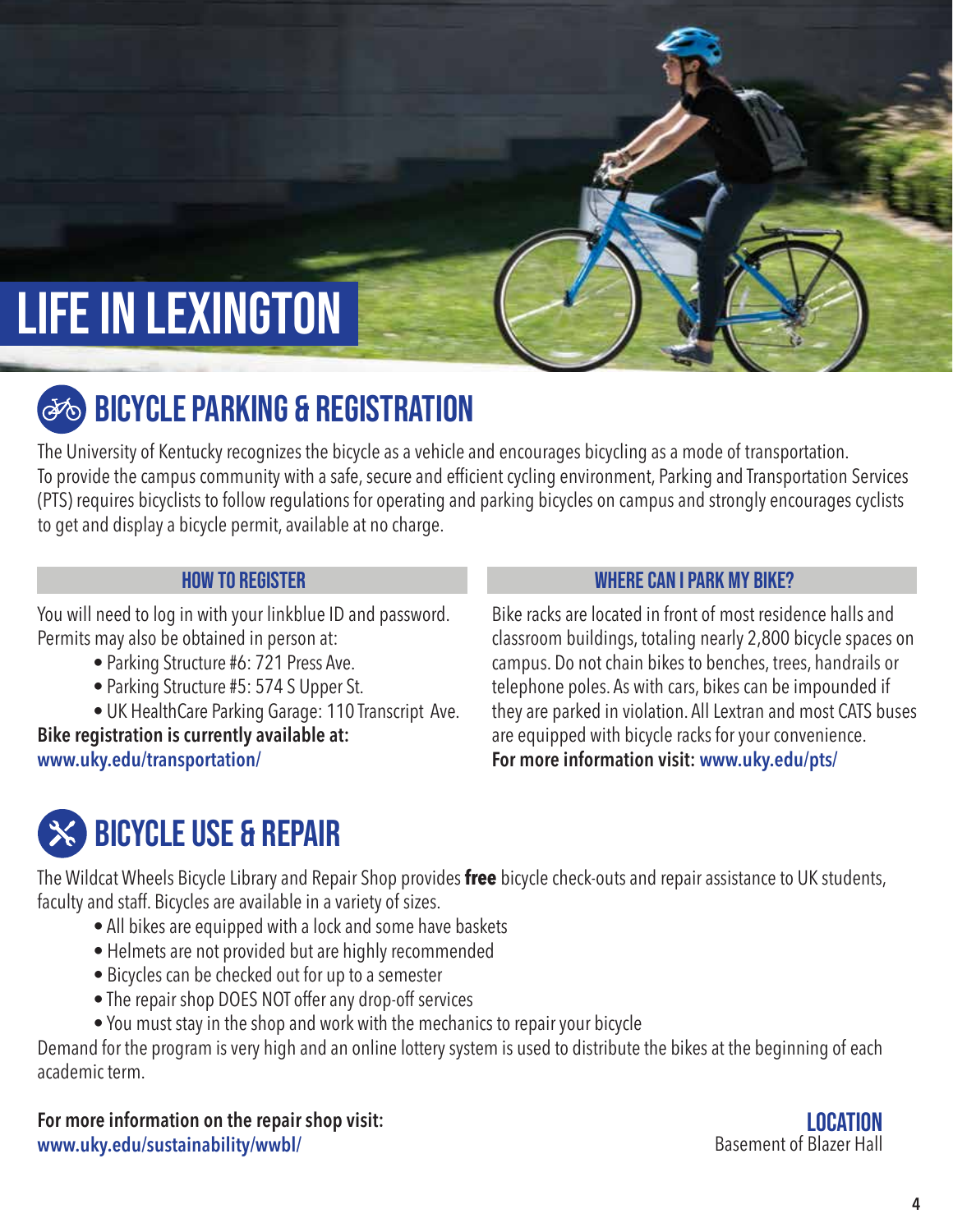# LIFE IN LEXINGTON

## BICYCLE PARKING & REGISTRATION

The University of Kentucky recognizes the bicycle as a vehicle and encourages bicycling as a mode of transportation. To provide the campus community with a safe, secure and efficient cycling environment, Parking and Transportation Services (PTS) requires bicyclists to follow regulations for operating and parking bicycles on campus and strongly encourages cyclists to get and display a bicycle permit, available at no charge.

### HOW TO REGISTER

You will need to log in with your linkblue ID and password. Permits may also be obtained in person at:

- Parking Structure #6: 721 Press Ave.
- Parking Structure #5: 574 S Upper St.
- UK HealthCare Parking Garage: 110 Transcript Ave.

**Bike registration is currently available at:**
**www.uky.edu/transportation/**

### WHERE CAN I PARK MY BIKE?

Bike racks are located in front of most residence halls and classroom buildings, totaling nearly 2,800 bicycle spaces on campus. Do not chain bikes to benches, trees, handrails or telephone poles. As with cars, bikes can be impounded if they are parked in violation. All Lextran and most CATS buses are equipped with bicycle racks for your convenience.
**For more information visit: www.uky.edu/pts/**

## BICYCLE USE & REPAIR

The Wildcat Wheels Bicycle Library and Repair Shop provides **free** bicycle check-outs and repair assistance to UK students, faculty and staff. Bicycles are available in a variety of sizes.

- All bikes are equipped with a lock and some have baskets
- Helmets are not provided but are highly recommended
- Bicycles can be checked out for up to a semester
- The repair shop DOES NOT offer any drop-off services
- You must stay in the shop and work with the mechanics to repair your bicycle

Demand for the program is very high and an online lottery system is used to distribute the bikes at the beginning of each academic term.

**For more information on the repair shop visit:**
**www.uky.edu/sustainability/wwbl/**

**LOCATION**
Basement of Blazer Hall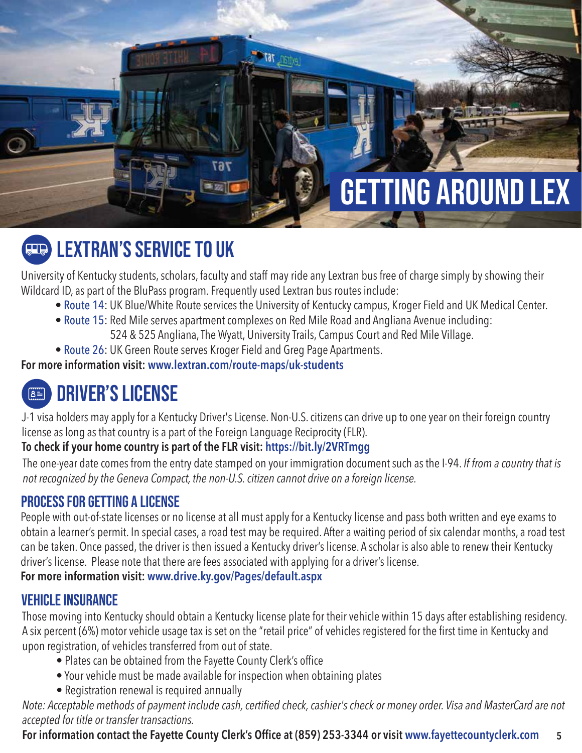# GETTING AROUND LEX

## LEXTRAN'S SERVICE TO UK

University of Kentucky students, scholars, faculty and staff may ride any Lextran bus free of charge simply by showing their Wildcard ID, as part of the BluPass program. Frequently used Lextran bus routes include:

- Route 14: UK Blue/White Route services the University of Kentucky campus, Kroger Field and UK Medical Center.
- Route 15: Red Mile serves apartment complexes on Red Mile Road and Angliana Avenue including: 524 & 525 Angliana, The Wyatt, University Trails, Campus Court and Red Mile Village.
- Route 26: UK Green Route serves Kroger Field and Greg Page Apartments.

**For more information visit: www.lextran.com/route-maps/uk-students**

## DRIVER'S LICENSE

J-1 visa holders may apply for a Kentucky Driver's License. Non-U.S. citizens can drive up to one year on their foreign country license as long as that country is a part of the Foreign Language Reciprocity (FLR).

**To check if your home country is part of the FLR visit: https://bit.ly/2VRTmgg**

The one-year date comes from the entry date stamped on your immigration document such as the I-94. *If from a country that is not recognized by the Geneva Compact, the non-U.S. citizen cannot drive on a foreign license.*

### PROCESS FOR GETTING A LICENSE

People with out-of-state licenses or no license at all must apply for a Kentucky license and pass both written and eye exams to obtain a learner's permit. In special cases, a road test may be required. After a waiting period of six calendar months, a road test can be taken. Once passed, the driver is then issued a Kentucky driver's license. A scholar is also able to renew their Kentucky driver's license. Please note that there are fees associated with applying for a driver's license.

**For more information visit: www.drive.ky.gov/Pages/default.aspx**

### VEHICLE INSURANCE

Those moving into Kentucky should obtain a Kentucky license plate for their vehicle within 15 days after establishing residency. A six percent (6%) motor vehicle usage tax is set on the "retail price" of vehicles registered for the first time in Kentucky and upon registration, of vehicles transferred from out of state.

- Plates can be obtained from the Fayette County Clerk's office
- Your vehicle must be made available for inspection when obtaining plates
- Registration renewal is required annually

*Note: Acceptable methods of payment include cash, certified check, cashier's check or money order. Visa and MasterCard are not accepted for title or transfer transactions.*

**For information contact the Fayette County Clerk's Office at (859) 253-3344 or visit www.fayettecountyclerk.com**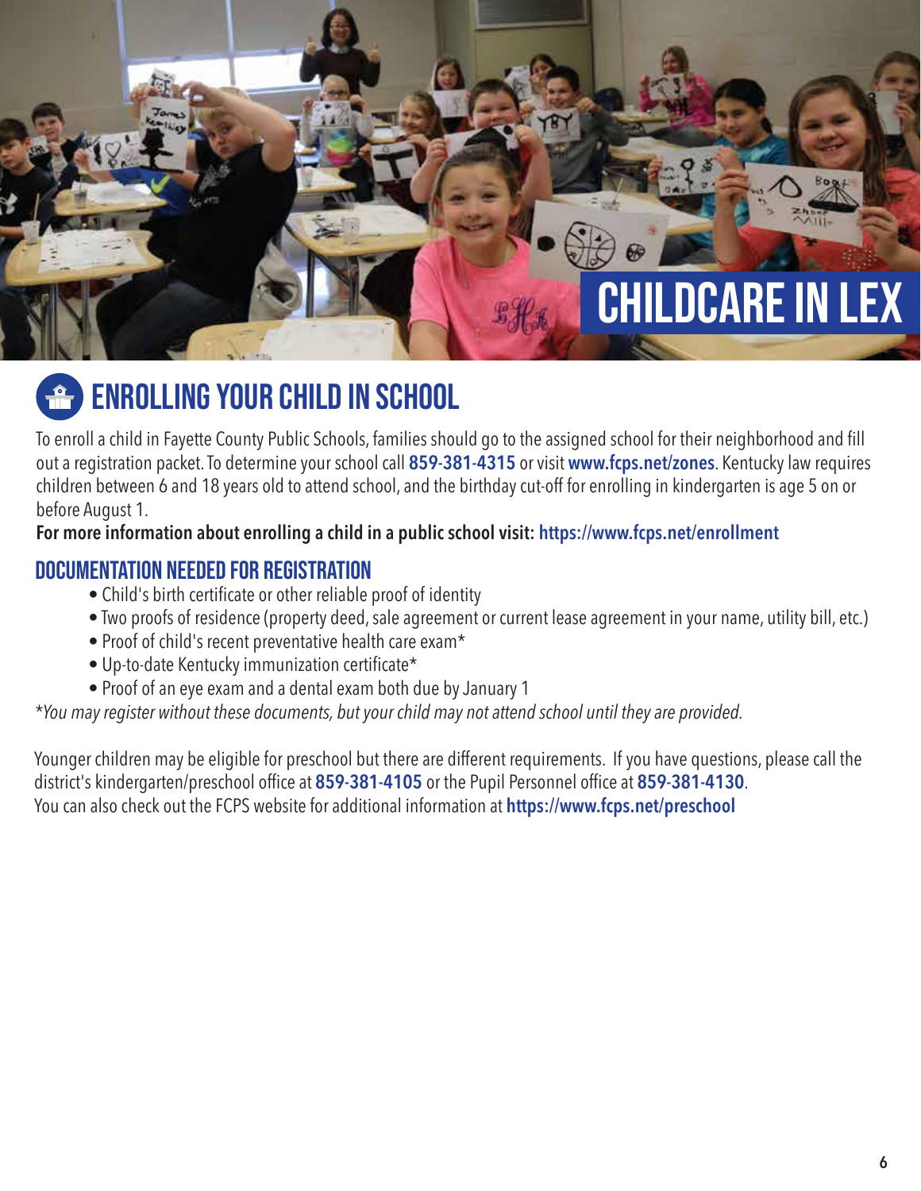# CHILDCARE IN LEX

## ENROLLING YOUR CHILD IN SCHOOL

To enroll a child in Fayette County Public Schools, families should go to the assigned school for their neighborhood and fill out a registration packet. To determine your school call **859-381-4315** or visit **www.fcps.net/zones**. Kentucky law requires children between 6 and 18 years old to attend school, and the birthday cut-off for enrolling in kindergarten is age 5 on or before August 1.

**For more information about enrolling a child in a public school visit: https://www.fcps.net/enrollment**

### DOCUMENTATION NEEDED FOR REGISTRATION

- Child's birth certificate or other reliable proof of identity
- Two proofs of residence (property deed, sale agreement or current lease agreement in your name, utility bill, etc.)
- Proof of child's recent preventative health care exam*
- Up-to-date Kentucky immunization certificate*
- Proof of an eye exam and a dental exam both due by January 1

*\*You may register without these documents, but your child may not attend school until they are provided.*

Younger children may be eligible for preschool but there are different requirements. If you have questions, please call the district's kindergarten/preschool office at **859-381-4105** or the Pupil Personnel office at **859-381-4130**.
You can also check out the FCPS website for additional information at **https://www.fcps.net/preschool**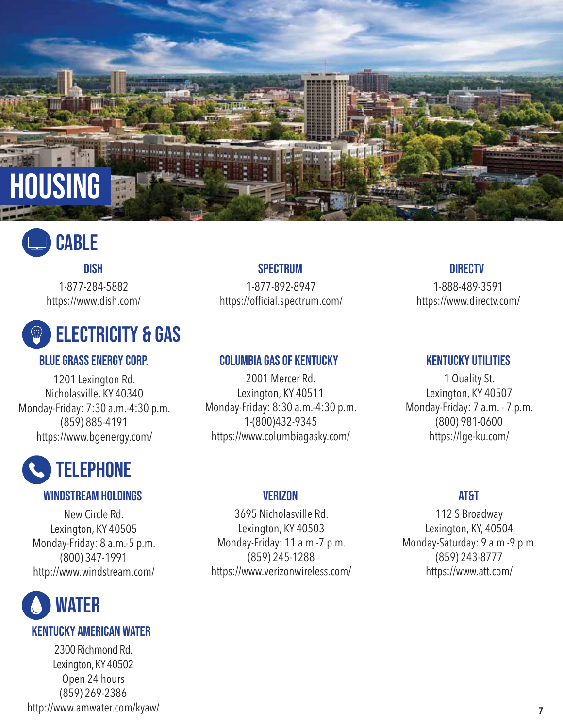# HOUSING

## CABLE

### DISH

1-877-284-5882
https://www.dish.com/

### SPECTRUM

1-877-892-8947
https://official.spectrum.com/

### DIRECTV

1-888-489-3591
https://www.directv.com/

## ELECTRICITY & GAS

### BLUE GRASS ENERGY CORP.

1201 Lexington Rd.
Nicholasville, KY 40340
Monday-Friday: 7:30 a.m.-4:30 p.m.
(859) 885-4191
https://www.bgenergy.com/

### COLUMBIA GAS OF KENTUCKY

2001 Mercer Rd.
Lexington, KY 40511
Monday-Friday: 8:30 a.m.-4:30 p.m.
1-(800)432-9345
https://www.columbiagasky.com/

### KENTUCKY UTILITIES

1 Quality St.
Lexington, KY 40507
Monday-Friday: 7 a.m. - 7 p.m.
(800) 981-0600
https://lge-ku.com/

## TELEPHONE

### WINDSTREAM HOLDINGS

New Circle Rd.
Lexington, KY 40505
Monday-Friday: 8 a.m.-5 p.m.
(800) 347-1991
http://www.windstream.com/

### VERIZON

3695 Nicholasville Rd.
Lexington, KY 40503
Monday-Friday: 11 a.m.-7 p.m.
(859) 245-1288
https://www.verizonwireless.com/

### AT&T

112 S Broadway
Lexington, KY, 40504
Monday-Saturday: 9 a.m.-9 p.m.
(859) 243-8777
https://www.att.com/

## WATER

### KENTUCKY AMERICAN WATER

2300 Richmond Rd.
Lexington, KY 40502
Open 24 hours
(859) 269-2386
http://www.amwater.com/kyaw/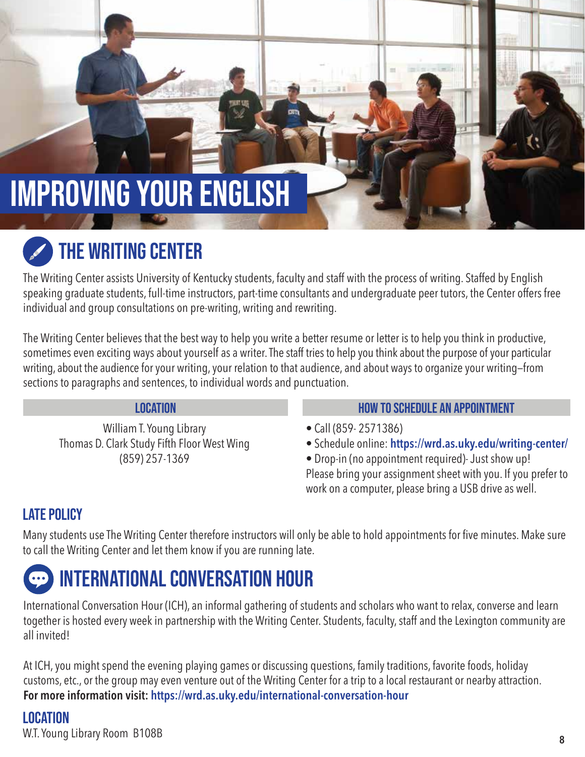# IMPROVING YOUR ENGLISH

## THE WRITING CENTER

The Writing Center assists University of Kentucky students, faculty and staff with the process of writing. Staffed by English speaking graduate students, full-time instructors, part-time consultants and undergraduate peer tutors, the Center offers free individual and group consultations on pre-writing, writing and rewriting.

The Writing Center believes that the best way to help you write a better resume or letter is to help you think in productive, sometimes even exciting ways about yourself as a writer. The staff tries to help you think about the purpose of your particular writing, about the audience for your writing, your relation to that audience, and about ways to organize your writing—from sections to paragraphs and sentences, to individual words and punctuation.

### LOCATION

William T. Young Library
Thomas D. Clark Study Fifth Floor West Wing
(859) 257-1369

### HOW TO SCHEDULE AN APPOINTMENT

- Call (859- 2571386)
- Schedule online: **https://wrd.as.uky.edu/writing-center/**
- Drop-in (no appointment required)- Just show up!

Please bring your assignment sheet with you. If you prefer to work on a computer, please bring a USB drive as well.

### LATE POLICY

Many students use The Writing Center therefore instructors will only be able to hold appointments for five minutes. Make sure to call the Writing Center and let them know if you are running late.

## INTERNATIONAL CONVERSATION HOUR

International Conversation Hour (ICH), an informal gathering of students and scholars who want to relax, converse and learn together is hosted every week in partnership with the Writing Center. Students, faculty, staff and the Lexington community are all invited!

At ICH, you might spend the evening playing games or discussing questions, family traditions, favorite foods, holiday customs, etc., or the group may even venture out of the Writing Center for a trip to a local restaurant or nearby attraction.
**For more information visit: https://wrd.as.uky.edu/international-conversation-hour**

### LOCATION

W.T. Young Library Room B108B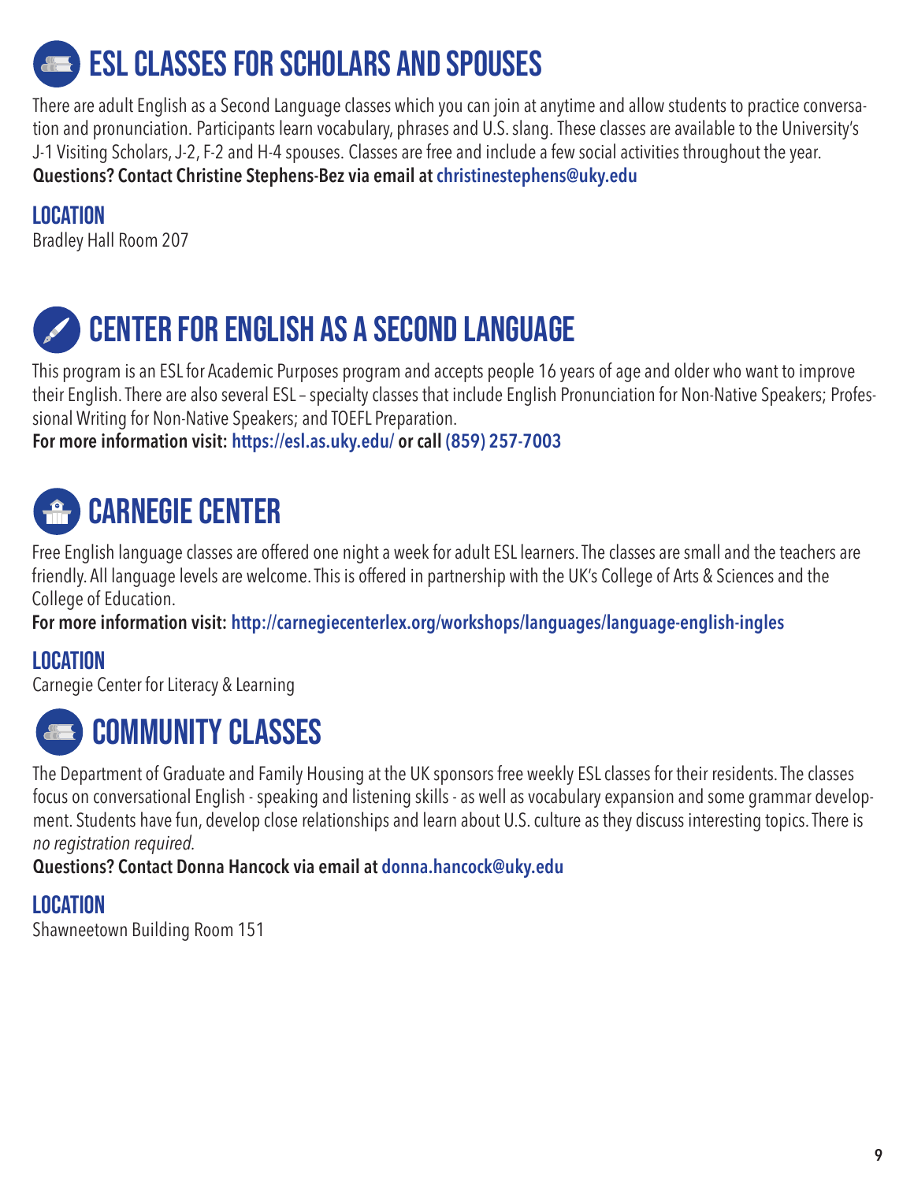## ESL CLASSES FOR SCHOLARS AND SPOUSES

There are adult English as a Second Language classes which you can join at anytime and allow students to practice conversation and pronunciation. Participants learn vocabulary, phrases and U.S. slang. These classes are available to the University's J-1 Visiting Scholars, J-2, F-2 and H-4 spouses. Classes are free and include a few social activities throughout the year.
**Questions? Contact Christine Stephens-Bez via email at christinestephens@uky.edu**

### LOCATION

Bradley Hall Room 207

## CENTER FOR ENGLISH AS A SECOND LANGUAGE

This program is an ESL for Academic Purposes program and accepts people 16 years of age and older who want to improve their English. There are also several ESL – specialty classes that include English Pronunciation for Non-Native Speakers; Professional Writing for Non-Native Speakers; and TOEFL Preparation.
**For more information visit: https://esl.as.uky.edu/ or call (859) 257-7003**

## CARNEGIE CENTER

Free English language classes are offered one night a week for adult ESL learners. The classes are small and the teachers are friendly. All language levels are welcome. This is offered in partnership with the UK's College of Arts & Sciences and the College of Education.
**For more information visit: http://carnegiecenterlex.org/workshops/languages/language-english-ingles**

### LOCATION

Carnegie Center for Literacy & Learning

## COMMUNITY CLASSES

The Department of Graduate and Family Housing at the UK sponsors free weekly ESL classes for their residents. The classes focus on conversational English - speaking and listening skills - as well as vocabulary expansion and some grammar development. Students have fun, develop close relationships and learn about U.S. culture as they discuss interesting topics. There is *no registration required.*
**Questions? Contact Donna Hancock via email at donna.hancock@uky.edu**

### LOCATION

Shawneetown Building Room 151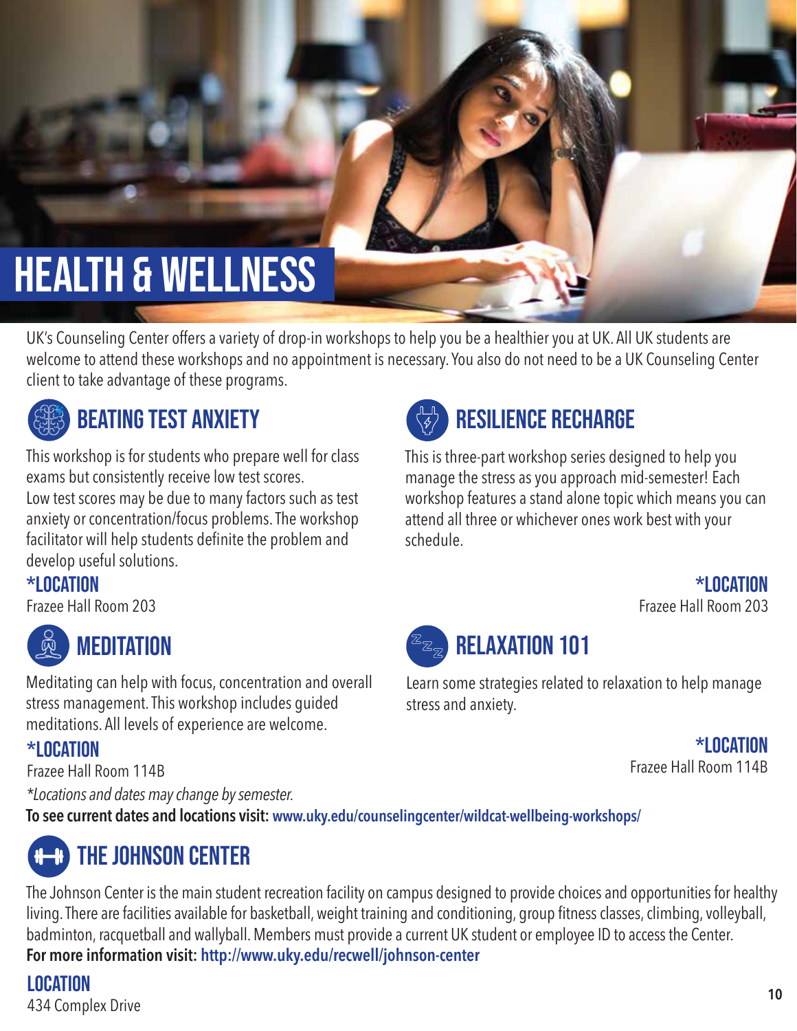# HEALTH & WELLNESS

UK's Counseling Center offers a variety of drop-in workshops to help you be a healthier you at UK. All UK students are welcome to attend these workshops and no appointment is necessary. You also do not need to be a UK Counseling Center client to take advantage of these programs.

## BEATING TEST ANXIETY

This workshop is for students who prepare well for class exams but consistently receive low test scores. Low test scores may be due to many factors such as test anxiety or concentration/focus problems. The workshop facilitator will help students definite the problem and develop useful solutions.

**\*LOCATION**
Frazee Hall Room 203

## MEDITATION

Meditating can help with focus, concentration and overall stress management. This workshop includes guided meditations. All levels of experience are welcome.

**\*LOCATION**
Frazee Hall Room 114B

## RESILIENCE RECHARGE

This is three-part workshop series designed to help you manage the stress as you approach mid-semester! Each workshop features a stand alone topic which means you can attend all three or whichever ones work best with your schedule.

**\*LOCATION**
Frazee Hall Room 203

## RELAXATION 101

Learn some strategies related to relaxation to help manage stress and anxiety.

**\*LOCATION**
Frazee Hall Room 114B

*\*Locations and dates may change by semester.*

**To see current dates and locations visit:** www.uky.edu/counselingcenter/wildcat-wellbeing-workshops/

## THE JOHNSON CENTER

The Johnson Center is the main student recreation facility on campus designed to provide choices and opportunities for healthy living. There are facilities available for basketball, weight training and conditioning, group fitness classes, climbing, volleyball, badminton, racquetball and wallyball. Members must provide a current UK student or employee ID to access the Center.

**For more information visit:** http://www.uky.edu/recwell/johnson-center

**LOCATION**
434 Complex Drive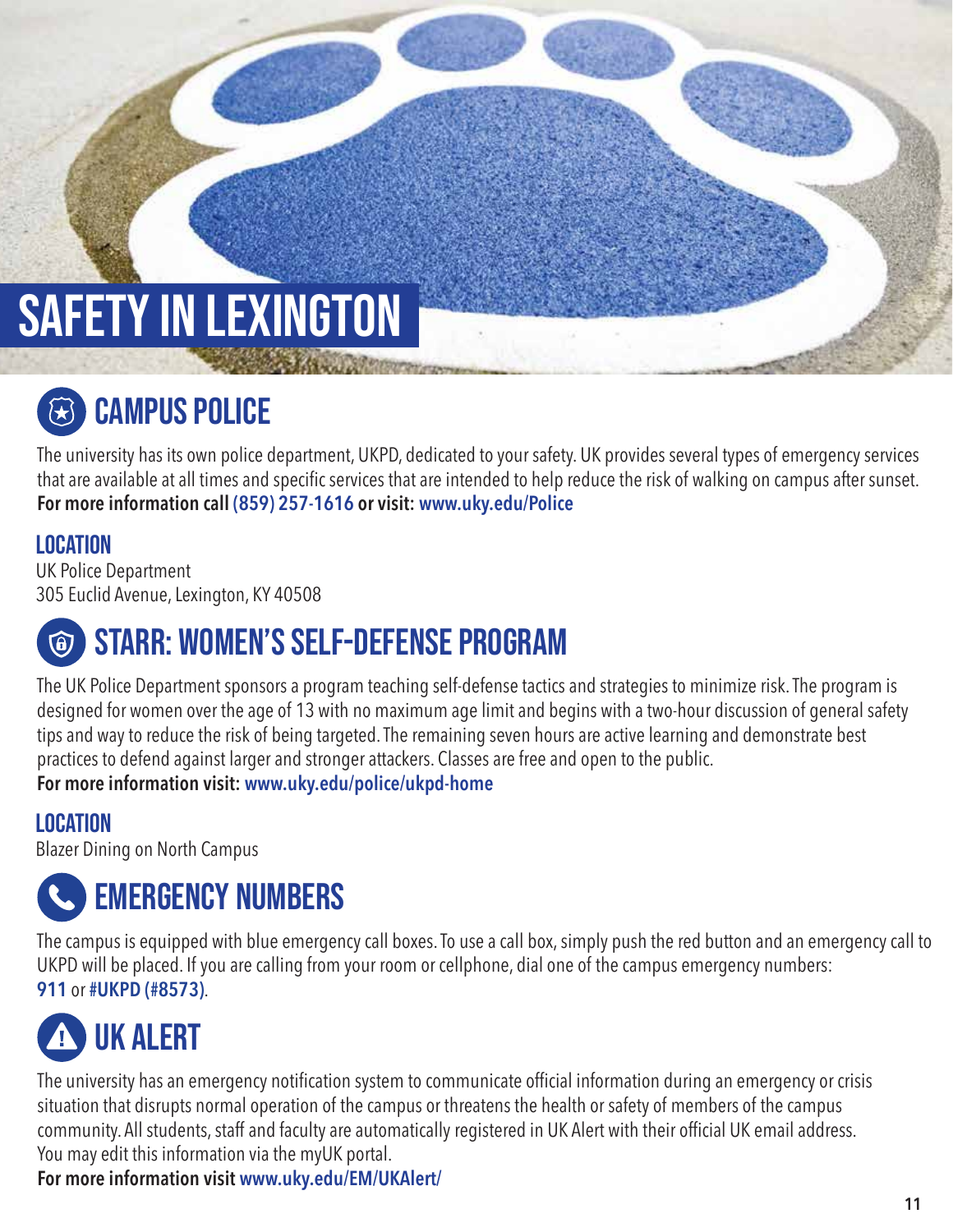# SAFETY IN LEXINGTON

## CAMPUS POLICE

The university has its own police department, UKPD, dedicated to your safety. UK provides several types of emergency services that are available at all times and specific services that are intended to help reduce the risk of walking on campus after sunset.

**For more information call (859) 257-1616 or visit: www.uky.edu/Police**

### LOCATION

UK Police Department
305 Euclid Avenue, Lexington, KY 40508

## STARR: WOMEN'S SELF-DEFENSE PROGRAM

The UK Police Department sponsors a program teaching self-defense tactics and strategies to minimize risk. The program is designed for women over the age of 13 with no maximum age limit and begins with a two-hour discussion of general safety tips and way to reduce the risk of being targeted. The remaining seven hours are active learning and demonstrate best practices to defend against larger and stronger attackers. Classes are free and open to the public.

**For more information visit: www.uky.edu/police/ukpd-home**

### LOCATION

Blazer Dining on North Campus

## EMERGENCY NUMBERS

The campus is equipped with blue emergency call boxes. To use a call box, simply push the red button and an emergency call to UKPD will be placed. If you are calling from your room or cellphone, dial one of the campus emergency numbers: **911** or **#UKPD (#8573)**.

## UK ALERT

The university has an emergency notification system to communicate official information during an emergency or crisis situation that disrupts normal operation of the campus or threatens the health or safety of members of the campus community. All students, staff and faculty are automatically registered in UK Alert with their official UK email address. You may edit this information via the myUK portal.

**For more information visit www.uky.edu/EM/UKAlert/**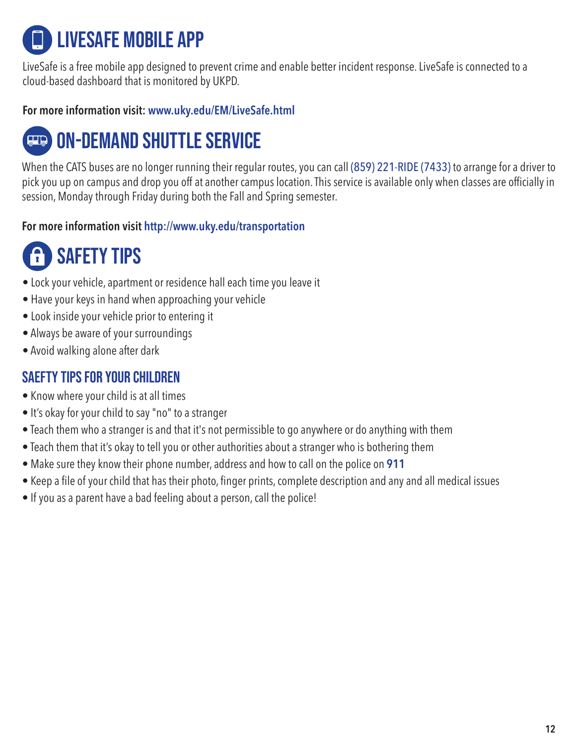# LIVESAFE MOBILE APP

LiveSafe is a free mobile app designed to prevent crime and enable better incident response. LiveSafe is connected to a cloud-based dashboard that is monitored by UKPD.

**For more information visit: www.uky.edu/EM/LiveSafe.html**

# ON-DEMAND SHUTTLE SERVICE

When the CATS buses are no longer running their regular routes, you can call (859) 221-RIDE (7433) to arrange for a driver to pick you up on campus and drop you off at another campus location. This service is available only when classes are officially in session, Monday through Friday during both the Fall and Spring semester.

**For more information visit http://www.uky.edu/transportation**

# SAFETY TIPS

- Lock your vehicle, apartment or residence hall each time you leave it
- Have your keys in hand when approaching your vehicle
- Look inside your vehicle prior to entering it
- Always be aware of your surroundings
- Avoid walking alone after dark

## SAEFTY TIPS FOR YOUR CHILDREN

- Know where your child is at all times
- It's okay for your child to say "no" to a stranger
- Teach them who a stranger is and that it's not permissible to go anywhere or do anything with them
- Teach them that it's okay to tell you or other authorities about a stranger who is bothering them
- Make sure they know their phone number, address and how to call on the police on **911**
- Keep a file of your child that has their photo, finger prints, complete description and any and all medical issues
- If you as a parent have a bad feeling about a person, call the police!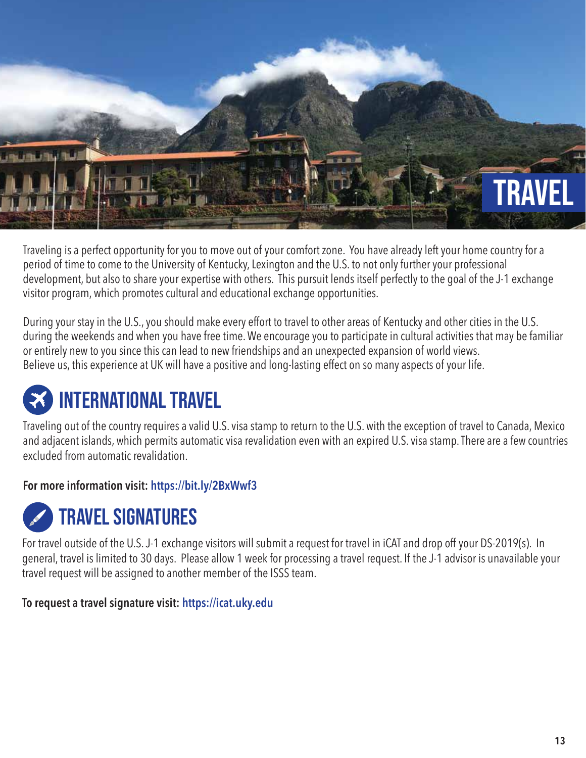# TRAVEL

Traveling is a perfect opportunity for you to move out of your comfort zone. You have already left your home country for a period of time to come to the University of Kentucky, Lexington and the U.S. to not only further your professional development, but also to share your expertise with others. This pursuit lends itself perfectly to the goal of the J-1 exchange visitor program, which promotes cultural and educational exchange opportunities.

During your stay in the U.S., you should make every effort to travel to other areas of Kentucky and other cities in the U.S. during the weekends and when you have free time. We encourage you to participate in cultural activities that may be familiar or entirely new to you since this can lead to new friendships and an unexpected expansion of world views. Believe us, this experience at UK will have a positive and long-lasting effect on so many aspects of your life.

## INTERNATIONAL TRAVEL

Traveling out of the country requires a valid U.S. visa stamp to return to the U.S. with the exception of travel to Canada, Mexico and adjacent islands, which permits automatic visa revalidation even with an expired U.S. visa stamp. There are a few countries excluded from automatic revalidation.

**For more information visit: https://bit.ly/2BxWwf3**

## TRAVEL SIGNATURES

For travel outside of the U.S. J-1 exchange visitors will submit a request for travel in iCAT and drop off your DS-2019(s). In general, travel is limited to 30 days. Please allow 1 week for processing a travel request. If the J-1 advisor is unavailable your travel request will be assigned to another member of the ISSS team.

**To request a travel signature visit: https://icat.uky.edu**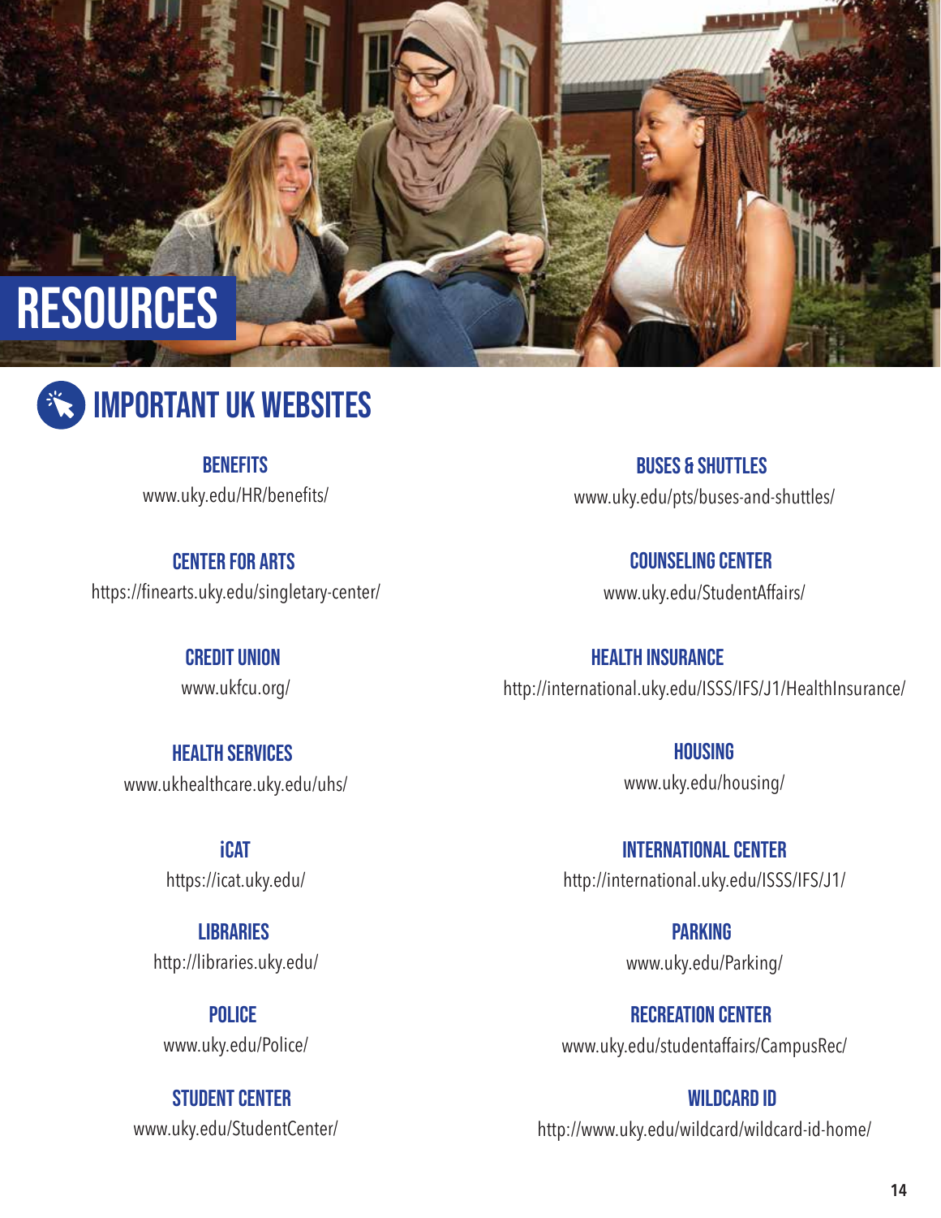# RESOURCES

## IMPORTANT UK WEBSITES

**BENEFITS**
www.uky.edu/HR/benefits/

**BUSES & SHUTTLES**
www.uky.edu/pts/buses-and-shuttles/

**CENTER FOR ARTS**
https://finearts.uky.edu/singletary-center/

**COUNSELING CENTER**
www.uky.edu/StudentAffairs/

**CREDIT UNION**
www.ukfcu.org/

**HEALTH INSURANCE**
http://international.uky.edu/ISSS/IFS/J1/HealthInsurance/

**HEALTH SERVICES**
www.ukhealthcare.uky.edu/uhs/

**HOUSING**
www.uky.edu/housing/

**iCAT**
https://icat.uky.edu/

**INTERNATIONAL CENTER**
http://international.uky.edu/ISSS/IFS/J1/

**LIBRARIES**
http://libraries.uky.edu/

**PARKING**
www.uky.edu/Parking/

**POLICE**
www.uky.edu/Police/

**RECREATION CENTER**
www.uky.edu/studentaffairs/CampusRec/

**STUDENT CENTER**
www.uky.edu/StudentCenter/

**WILDCARD ID**
http://www.uky.edu/wildcard/wildcard-id-home/